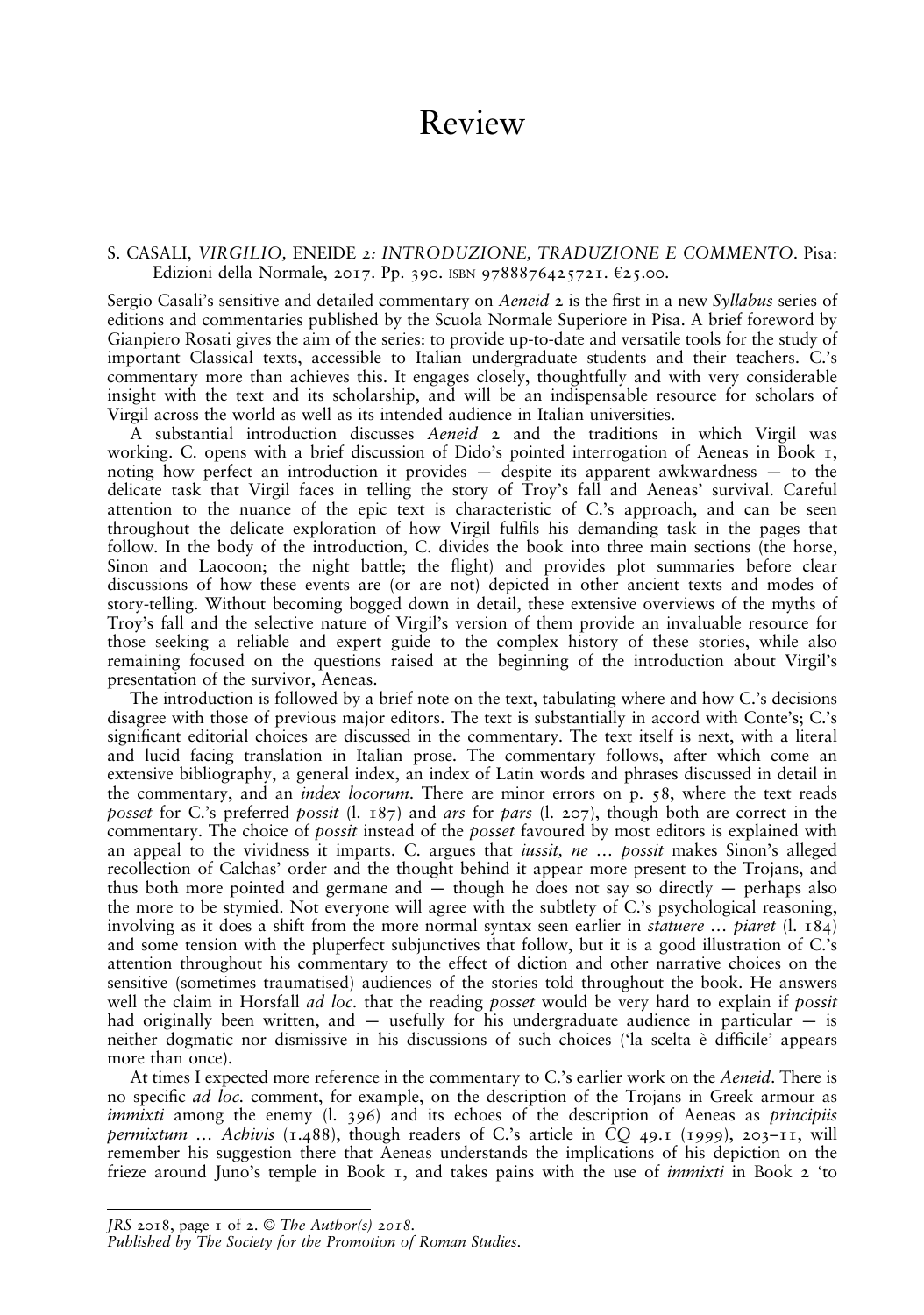# Review

S. CASALI, *VIRGILIO,* ENEIDE *2: INTRODUZIONE, TRADUZIONE E COMMENTO*. Pisa: Edizioni della Normale, 2017. Pp. 390. ISBN 9788876425721. €25.00.

Sergio Casali's sensitive and detailed commentary on *Aeneid* 2 is the first in a new *Syllabus* series of editions and commentaries published by the Scuola Normale Superiore in Pisa. A brief foreword by Gianpiero Rosati gives the aim of the series: to provide up-to-date and versatile tools for the study of important Classical texts, accessible to Italian undergraduate students and their teachers. C.'s commentary more than achieves this. It engages closely, thoughtfully and with very considerable insight with the text and its scholarship, and will be an indispensable resource for scholars of Virgil across the world as well as its intended audience in Italian universities.

A substantial introduction discusses *Aeneid* 2 and the traditions in which Virgil was working. C. opens with a brief discussion of Dido's pointed interrogation of Aeneas in Book 1, noting how perfect an introduction it provides — despite its apparent awkwardness — to the delicate task that Virgil faces in telling the story of Troy's fall and Aeneas' survival. Careful attention to the nuance of the epic text is characteristic of C.'s approach, and can be seen throughout the delicate exploration of how Virgil fulfils his demanding task in the pages that follow. In the body of the introduction, C. divides the book into three main sections (the horse, Sinon and Laocoon; the night battle; the flight) and provides plot summaries before clear discussions of how these events are (or are not) depicted in other ancient texts and modes of story-telling. Without becoming bogged down in detail, these extensive overviews of the myths of Troy's fall and the selective nature of Virgil's version of them provide an invaluable resource for those seeking a reliable and expert guide to the complex history of these stories, while also remaining focused on the questions raised at the beginning of the introduction about Virgil's presentation of the survivor, Aeneas.

The introduction is followed by a brief note on the text, tabulating where and how C.'s decisions disagree with those of previous major editors. The text is substantially in accord with Conte's; C.'s significant editorial choices are discussed in the commentary. The text itself is next, with a literal and lucid facing translation in Italian prose. The commentary follows, after which come an extensive bibliography, a general index, an index of Latin words and phrases discussed in detail in the commentary, and an *index locorum*. There are minor errors on p. 58, where the text reads *posset* for C.'s preferred *possit* (l. 187) and *ars* for *pars* (l. 207), though both are correct in the commentary. The choice of *possit* instead of the *posset* favoured by most editors is explained with an appeal to the vividness it imparts. C. argues that *iussit, ne … possit* makes Sinon's alleged recollection of Calchas' order and the thought behind it appear more present to the Trojans, and thus both more pointed and germane and — though he does not say so directly — perhaps also the more to be stymied. Not everyone will agree with the subtlety of C.'s psychological reasoning, involving as it does a shift from the more normal syntax seen earlier in *statuere … piaret* (l. 184) and some tension with the pluperfect subjunctives that follow, but it is a good illustration of C.'s attention throughout his commentary to the effect of diction and other narrative choices on the sensitive (sometimes traumatised) audiences of the stories told throughout the book. He answers well the claim in Horsfall *ad loc.* that the reading *posset* would be very hard to explain if *possit* had originally been written, and — usefully for his undergraduate audience in particular — is neither dogmatic nor dismissive in his discussions of such choices ('la scelta è difficile' appears more than once).

At times I expected more reference in the commentary to C.'s earlier work on the *Aeneid*. There is no specific *ad loc.* comment, for example, on the description of the Trojans in Greek armour as *immixti* among the enemy (l. 396) and its echoes of the description of Aeneas as *principiis permixtum … Achivis* (1.488), though readers of C.'s article in *CQ* 49.1 (1999), 203–11, will remember his suggestion there that Aeneas understands the implications of his depiction on the frieze around Juno's temple in Book 1, and takes pains with the use of *immixti* in Book 2 'to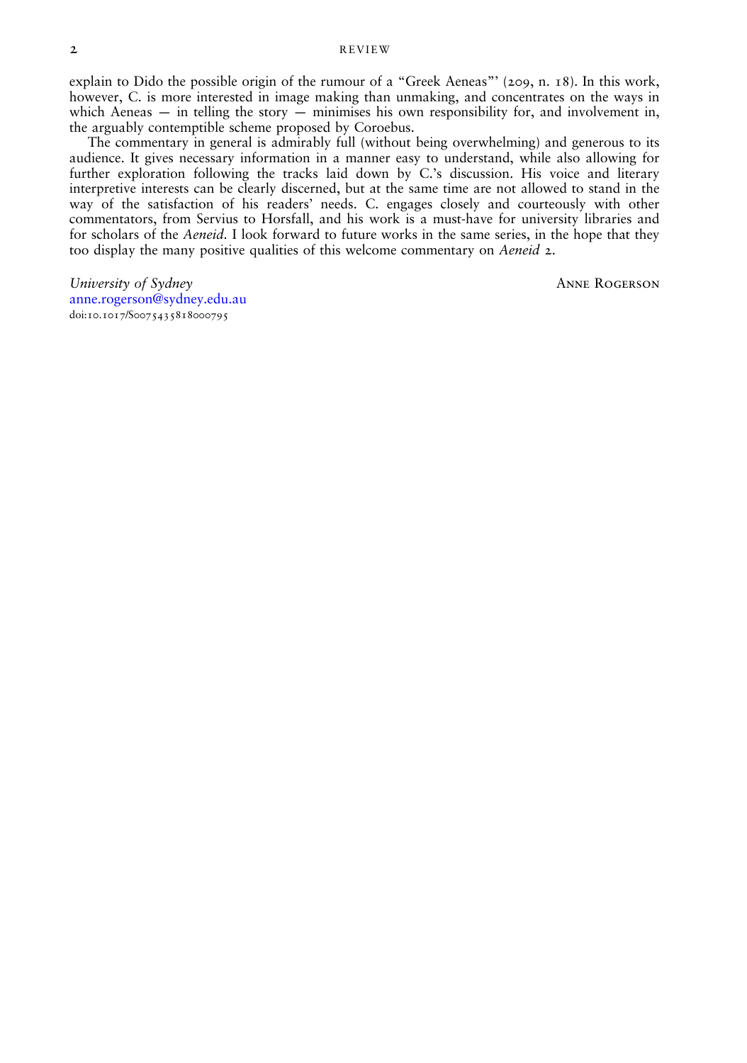explain to Dido the possible origin of the rumour of a "Greek Aeneas"' (209, n. 18). In this work, however, C. is more interested in image making than unmaking, and concentrates on the ways in which Aeneas — in telling the story — minimises his own responsibility for, and involvement in, the arguably contemptible scheme proposed by Coroebus.

The commentary in general is admirably full (without being overwhelming) and generous to its audience. It gives necessary information in a manner easy to understand, while also allowing for further exploration following the tracks laid down by C.'s discussion. His voice and literary interpretive interests can be clearly discerned, but at the same time are not allowed to stand in the way of the satisfaction of his readers' needs. C. engages closely and courteously with other commentators, from Servius to Horsfall, and his work is a must-have for university libraries and for scholars of the *Aeneid*. I look forward to future works in the same series, in the hope that they too display the many positive qualities of this welcome commentary on *Aeneid* 2.

*University of Sydney* — ANNE ROGERSON
anne.rogerson@sydney.edu.au
doi:10.1017/S0075435818000795